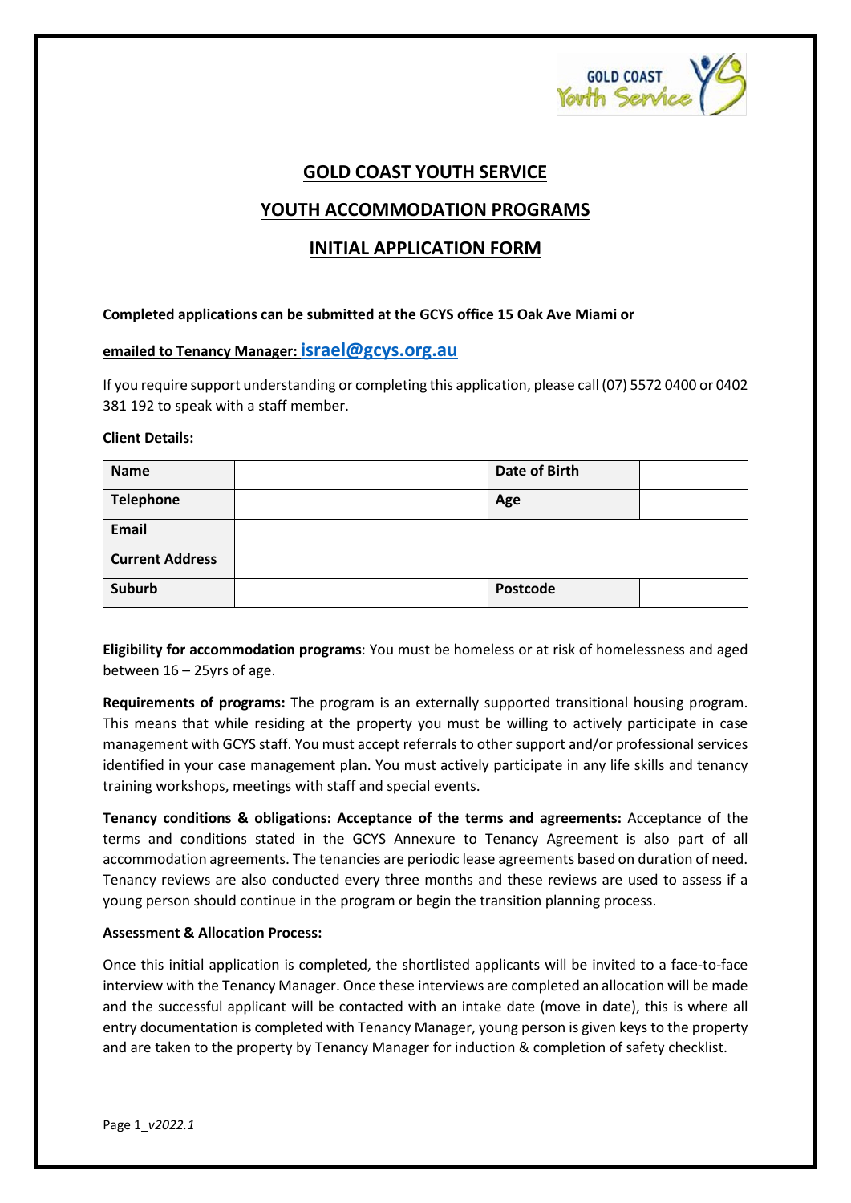# GOLD COAST YOUTH SERVICE

## YOUTH ACCOMMODATION PROGRAMS

## INITIAL APPLICATION FORM

**Completed applications can be submitted at the GCYS office 15 Oak Ave Miami or**

**emailed to Tenancy Manager: israel@gcys.org.au**

If you require support understanding or completing this application, please call (07) 5572 0400 or 0402 381 192 to speak with a staff member.

**Client Details:**

| **Name** | | **Date of Birth** | |
|---|---|---|---|
| **Telephone** | | **Age** | |
| **Email** | | | |
| **Current Address** | | | |
| **Suburb** | | **Postcode** | |

**Eligibility for accommodation programs**: You must be homeless or at risk of homelessness and aged between 16 – 25yrs of age.

**Requirements of programs:** The program is an externally supported transitional housing program. This means that while residing at the property you must be willing to actively participate in case management with GCYS staff. You must accept referrals to other support and/or professional services identified in your case management plan. You must actively participate in any life skills and tenancy training workshops, meetings with staff and special events.

**Tenancy conditions & obligations: Acceptance of the terms and agreements:** Acceptance of the terms and conditions stated in the GCYS Annexure to Tenancy Agreement is also part of all accommodation agreements. The tenancies are periodic lease agreements based on duration of need. Tenancy reviews are also conducted every three months and these reviews are used to assess if a young person should continue in the program or begin the transition planning process.

**Assessment & Allocation Process:**

Once this initial application is completed, the shortlisted applicants will be invited to a face-to-face interview with the Tenancy Manager. Once these interviews are completed an allocation will be made and the successful applicant will be contacted with an intake date (move in date), this is where all entry documentation is completed with Tenancy Manager, young person is given keys to the property and are taken to the property by Tenancy Manager for induction & completion of safety checklist.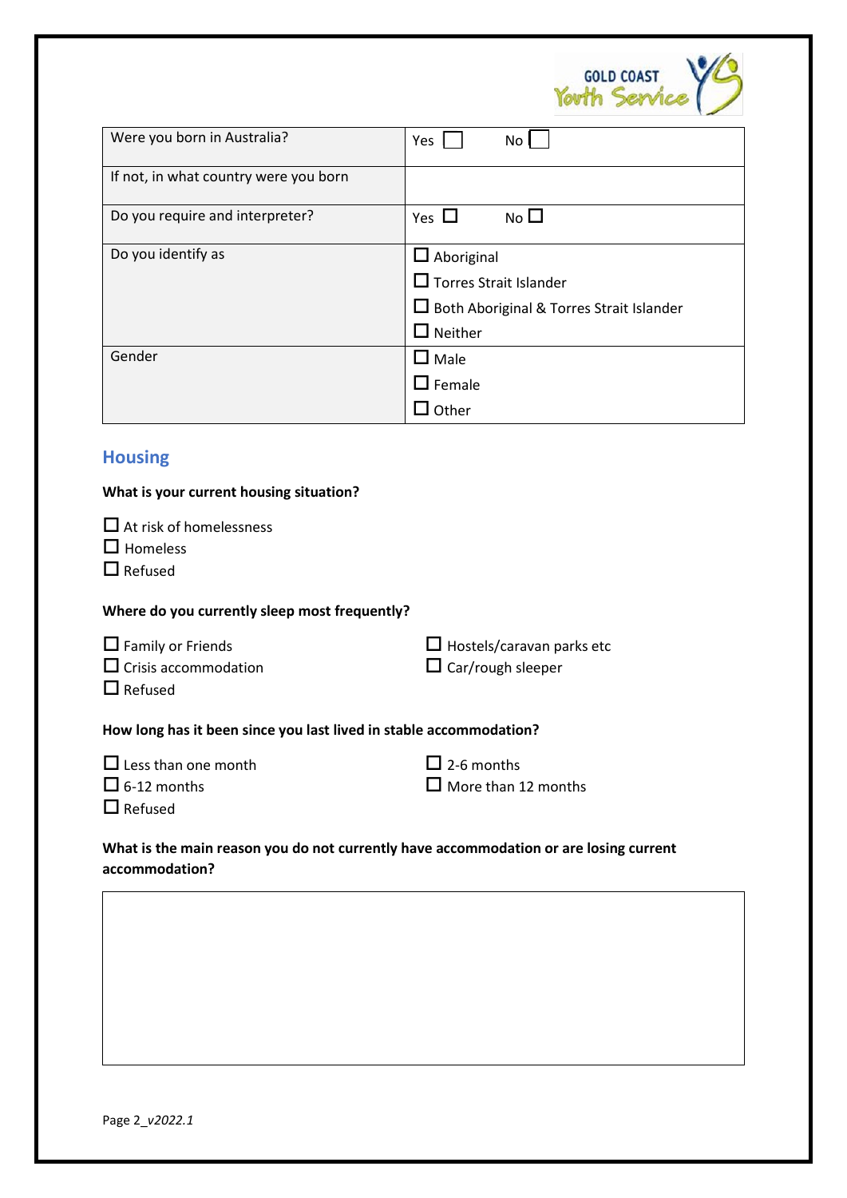| Were you born in Australia? | Yes ☐ No ☐ |
|---|---|
| If not, in what country were you born | |
| Do you require and interpreter? | Yes ☐ No ☐ |
| Do you identify as | ☐ Aboriginal<br>☐ Torres Strait Islander<br>☐ Both Aboriginal & Torres Strait Islander<br>☐ Neither |
| Gender | ☐ Male<br>☐ Female<br>☐ Other |

## Housing

**What is your current housing situation?**

☐ At risk of homelessness
☐ Homeless
☐ Refused

**Where do you currently sleep most frequently?**

☐ Family or Friends
☐ Crisis accommodation
☐ Refused
☐ Hostels/caravan parks etc
☐ Car/rough sleeper

**How long has it been since you last lived in stable accommodation?**

☐ Less than one month
☐ 6-12 months
☐ Refused
☐ 2-6 months
☐ More than 12 months

**What is the main reason you do not currently have accommodation or are losing current accommodation?**

| |
|---|
| |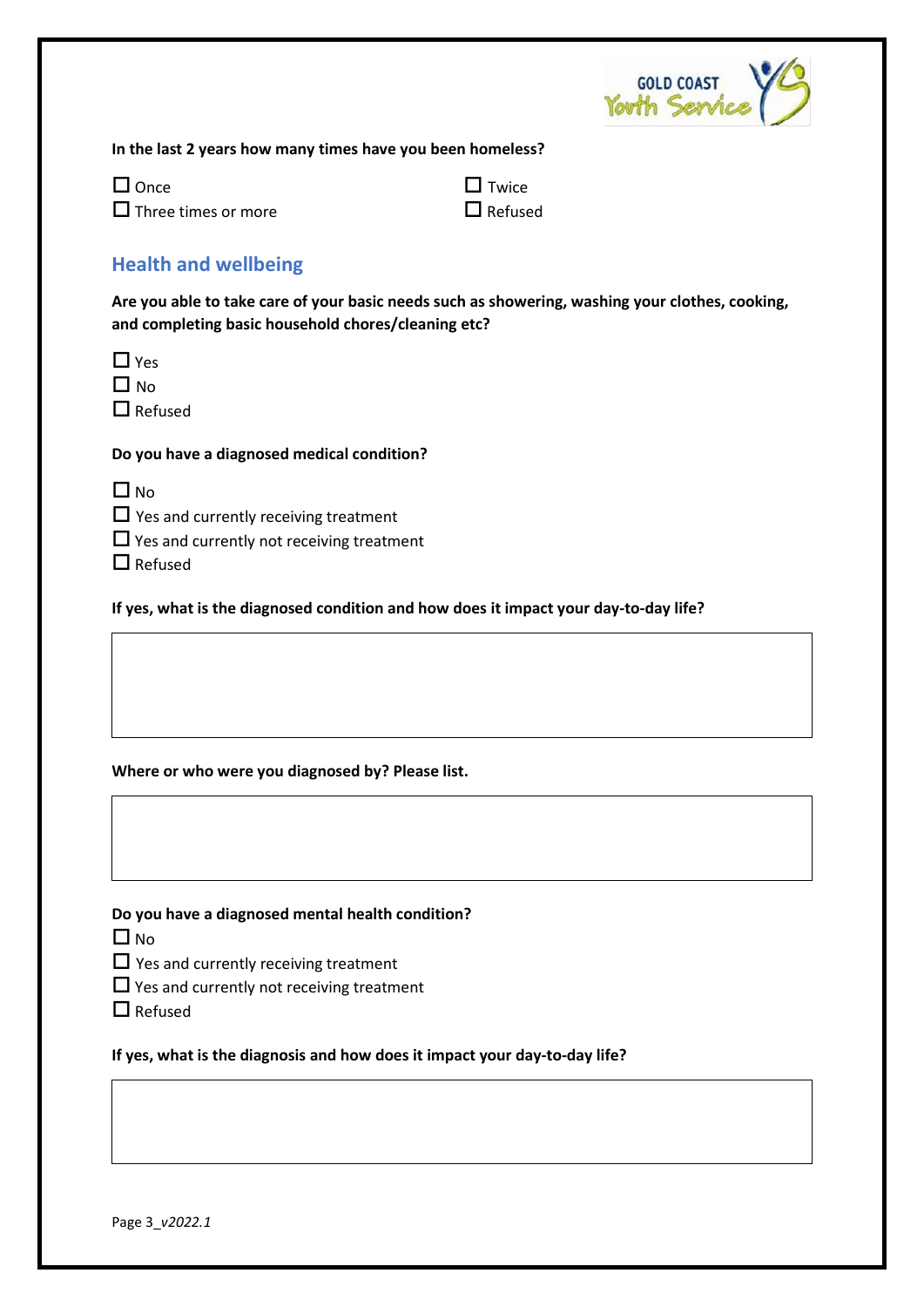**In the last 2 years how many times have you been homeless?**

☐ Once
☐ Twice
☐ Three times or more
☐ Refused

## Health and wellbeing

**Are you able to take care of your basic needs such as showering, washing your clothes, cooking, and completing basic household chores/cleaning etc?**

☐ Yes
☐ No
☐ Refused

**Do you have a diagnosed medical condition?**

☐ No
☐ Yes and currently receiving treatment
☐ Yes and currently not receiving treatment
☐ Refused

**If yes, what is the diagnosed condition and how does it impact your day-to-day life?**

|  |
|---|
|  |

**Where or who were you diagnosed by? Please list.**

|  |
|---|
|  |

**Do you have a diagnosed mental health condition?**

☐ No
☐ Yes and currently receiving treatment
☐ Yes and currently not receiving treatment
☐ Refused

**If yes, what is the diagnosis and how does it impact your day-to-day life?**

|  |
|---|
|  |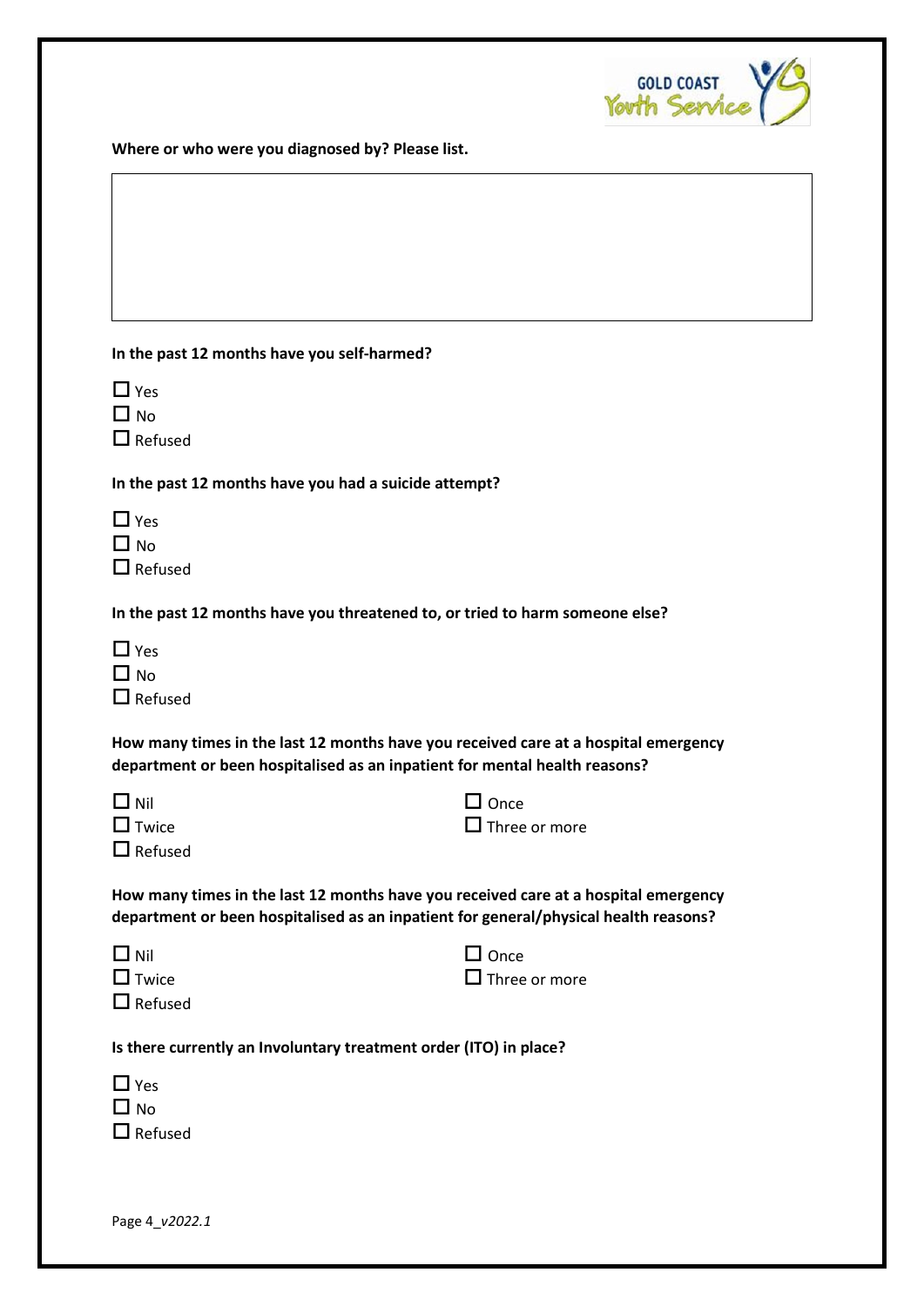**Where or who were you diagnosed by? Please list.**

|  |
| --- |
|  |

**In the past 12 months have you self-harmed?**

- ☐ Yes
- ☐ No
- ☐ Refused

**In the past 12 months have you had a suicide attempt?**

- ☐ Yes
- ☐ No
- ☐ Refused

**In the past 12 months have you threatened to, or tried to harm someone else?**

- ☐ Yes
- ☐ No
- ☐ Refused

**How many times in the last 12 months have you received care at a hospital emergency department or been hospitalised as an inpatient for mental health reasons?**

- ☐ Nil
- ☐ Once
- ☐ Twice
- ☐ Three or more
- ☐ Refused

**How many times in the last 12 months have you received care at a hospital emergency department or been hospitalised as an inpatient for general/physical health reasons?**

- ☐ Nil
- ☐ Once
- ☐ Twice
- ☐ Three or more
- ☐ Refused

**Is there currently an Involuntary treatment order (ITO) in place?**

- ☐ Yes
- ☐ No
- ☐ Refused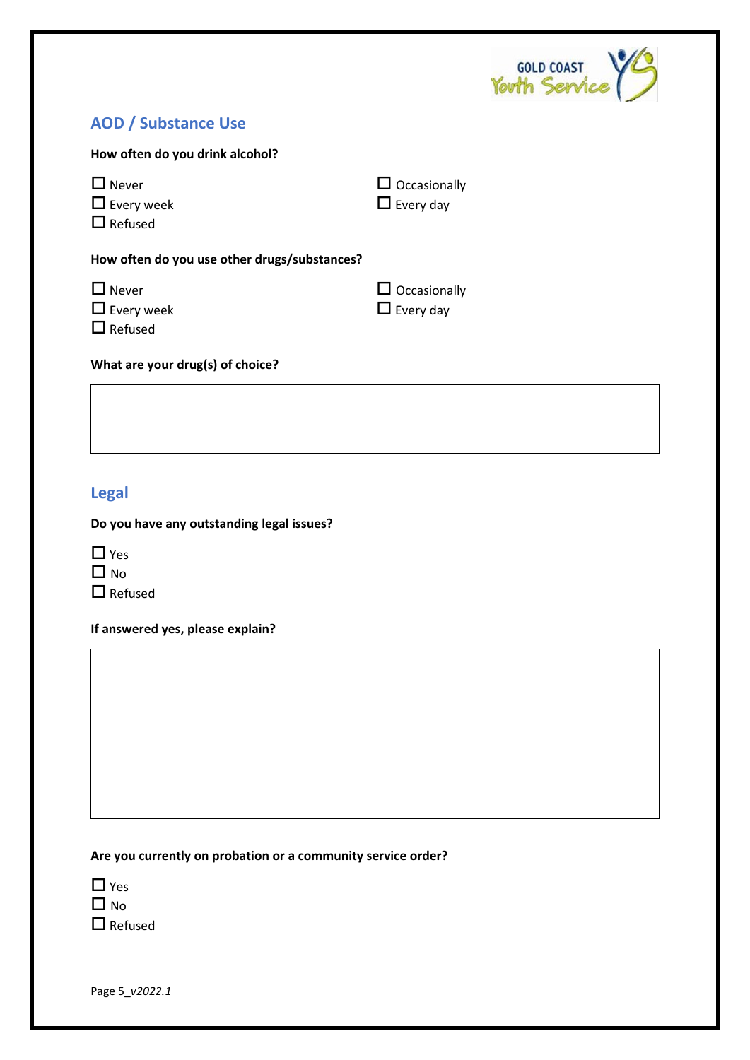## AOD / Substance Use

**How often do you drink alcohol?**

- ☐ Never
- ☐ Occasionally
- ☐ Every week
- ☐ Every day
- ☐ Refused

**How often do you use other drugs/substances?**

- ☐ Never
- ☐ Occasionally
- ☐ Every week
- ☐ Every day
- ☐ Refused

**What are your drug(s) of choice?**

| |
|---|
| |

## Legal

**Do you have any outstanding legal issues?**

- ☐ Yes
- ☐ No
- ☐ Refused

**If answered yes, please explain?**

| |
|---|
| |

**Are you currently on probation or a community service order?**

- ☐ Yes
- ☐ No
- ☐ Refused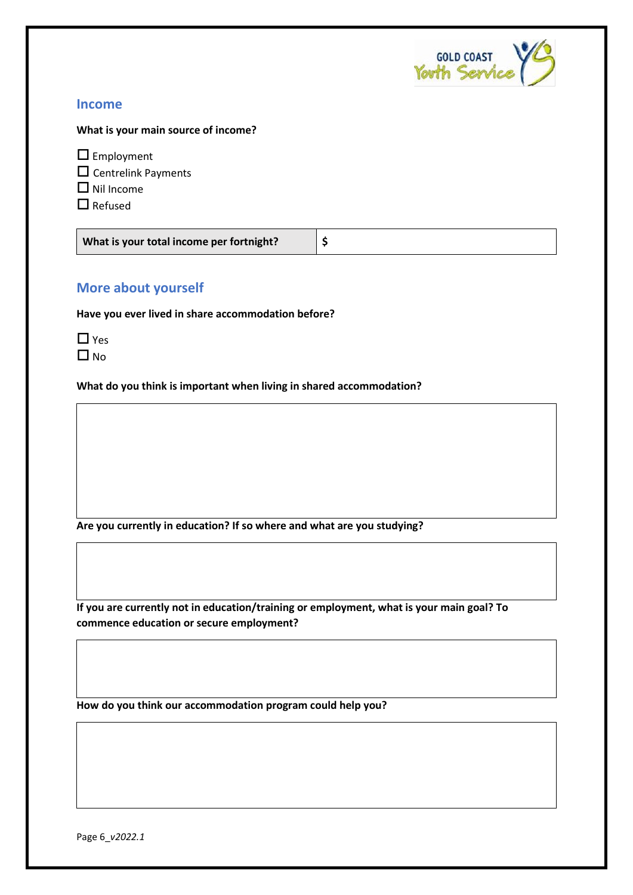## Income

**What is your main source of income?**

- ☐ Employment
- ☐ Centrelink Payments
- ☐ Nil Income
- ☐ Refused

| **What is your total income per fortnight?** | **$** |
|---|---|

## More about yourself

**Have you ever lived in share accommodation before?**

- ☐ Yes
- ☐ No

**What do you think is important when living in shared accommodation?**

| |
|---|
| |

**Are you currently in education? If so where and what are you studying?**

| |
|---|
| |

**If you are currently not in education/training or employment, what is your main goal? To commence education or secure employment?**

| |
|---|
| |

**How do you think our accommodation program could help you?**

| |
|---|
| |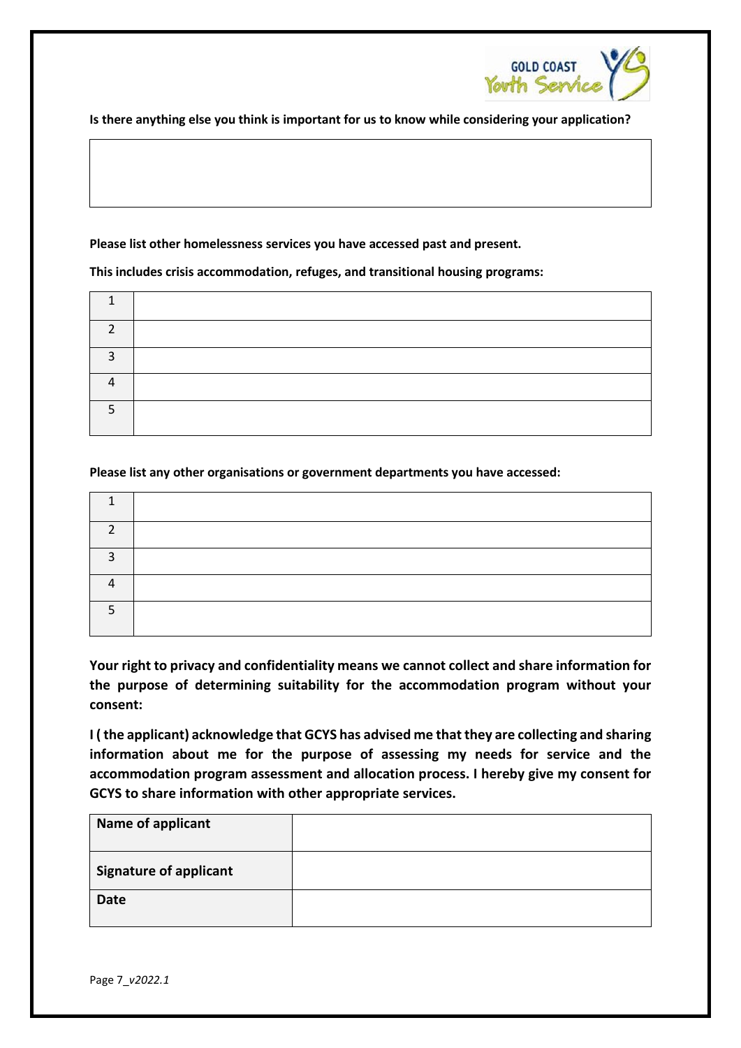**Is there anything else you think is important for us to know while considering your application?**

| |
|---|
| |

**Please list other homelessness services you have accessed past and present.**

**This includes crisis accommodation, refuges, and transitional housing programs:**

| | |
|---|---|
| 1 | |
| 2 | |
| 3 | |
| 4 | |
| 5 | |

**Please list any other organisations or government departments you have accessed:**

| | |
|---|---|
| 1 | |
| 2 | |
| 3 | |
| 4 | |
| 5 | |

**Your right to privacy and confidentiality means we cannot collect and share information for the purpose of determining suitability for the accommodation program without your consent:**

**I ( the applicant) acknowledge that GCYS has advised me that they are collecting and sharing information about me for the purpose of assessing my needs for service and the accommodation program assessment and allocation process. I hereby give my consent for GCYS to share information with other appropriate services.**

| | |
|---|---|
| **Name of applicant** | |
| **Signature of applicant** | |
| **Date** | |

Page 7_*v2022.1*